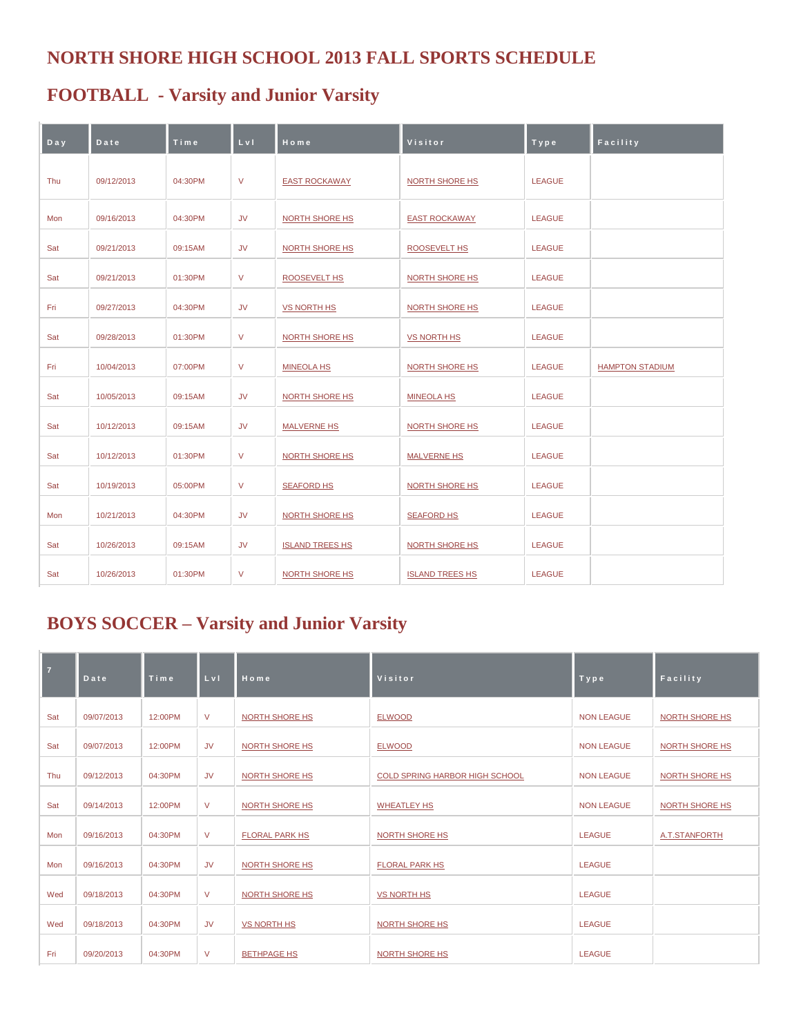# NORTH SHORE HIGH SCHOOL 2013 FALL SPORTS SCHEDULE

## FOOTBALL - Varsity and Junior Varsity

| Day | Date | Time | Lvl | Home | Visitor | Type | Facility |
|---|---|---|---|---|---|---|---|
| Thu | 09/12/2013 | 04:30PM | V | EAST ROCKAWAY | NORTH SHORE HS | LEAGUE | |
| Mon | 09/16/2013 | 04:30PM | JV | NORTH SHORE HS | EAST ROCKAWAY | LEAGUE | |
| Sat | 09/21/2013 | 09:15AM | JV | NORTH SHORE HS | ROOSEVELT HS | LEAGUE | |
| Sat | 09/21/2013 | 01:30PM | V | ROOSEVELT HS | NORTH SHORE HS | LEAGUE | |
| Fri | 09/27/2013 | 04:30PM | JV | VS NORTH HS | NORTH SHORE HS | LEAGUE | |
| Sat | 09/28/2013 | 01:30PM | V | NORTH SHORE HS | VS NORTH HS | LEAGUE | |
| Fri | 10/04/2013 | 07:00PM | V | MINEOLA HS | NORTH SHORE HS | LEAGUE | HAMPTON STADIUM |
| Sat | 10/05/2013 | 09:15AM | JV | NORTH SHORE HS | MINEOLA HS | LEAGUE | |
| Sat | 10/12/2013 | 09:15AM | JV | MALVERNE HS | NORTH SHORE HS | LEAGUE | |
| Sat | 10/12/2013 | 01:30PM | V | NORTH SHORE HS | MALVERNE HS | LEAGUE | |
| Sat | 10/19/2013 | 05:00PM | V | SEAFORD HS | NORTH SHORE HS | LEAGUE | |
| Mon | 10/21/2013 | 04:30PM | JV | NORTH SHORE HS | SEAFORD HS | LEAGUE | |
| Sat | 10/26/2013 | 09:15AM | JV | ISLAND TREES HS | NORTH SHORE HS | LEAGUE | |
| Sat | 10/26/2013 | 01:30PM | V | NORTH SHORE HS | ISLAND TREES HS | LEAGUE | |

## BOYS SOCCER – Varsity and Junior Varsity

| 7 | Date | Time | Lvl | Home | Visitor | Type | Facility |
|---|---|---|---|---|---|---|---|
| Sat | 09/07/2013 | 12:00PM | V | NORTH SHORE HS | ELWOOD | NON LEAGUE | NORTH SHORE HS |
| Sat | 09/07/2013 | 12:00PM | JV | NORTH SHORE HS | ELWOOD | NON LEAGUE | NORTH SHORE HS |
| Thu | 09/12/2013 | 04:30PM | JV | NORTH SHORE HS | COLD SPRING HARBOR HIGH SCHOOL | NON LEAGUE | NORTH SHORE HS |
| Sat | 09/14/2013 | 12:00PM | V | NORTH SHORE HS | WHEATLEY HS | NON LEAGUE | NORTH SHORE HS |
| Mon | 09/16/2013 | 04:30PM | V | FLORAL PARK HS | NORTH SHORE HS | LEAGUE | A.T.STANFORTH |
| Mon | 09/16/2013 | 04:30PM | JV | NORTH SHORE HS | FLORAL PARK HS | LEAGUE | |
| Wed | 09/18/2013 | 04:30PM | V | NORTH SHORE HS | VS NORTH HS | LEAGUE | |
| Wed | 09/18/2013 | 04:30PM | JV | VS NORTH HS | NORTH SHORE HS | LEAGUE | |
| Fri | 09/20/2013 | 04:30PM | V | BETHPAGE HS | NORTH SHORE HS | LEAGUE | |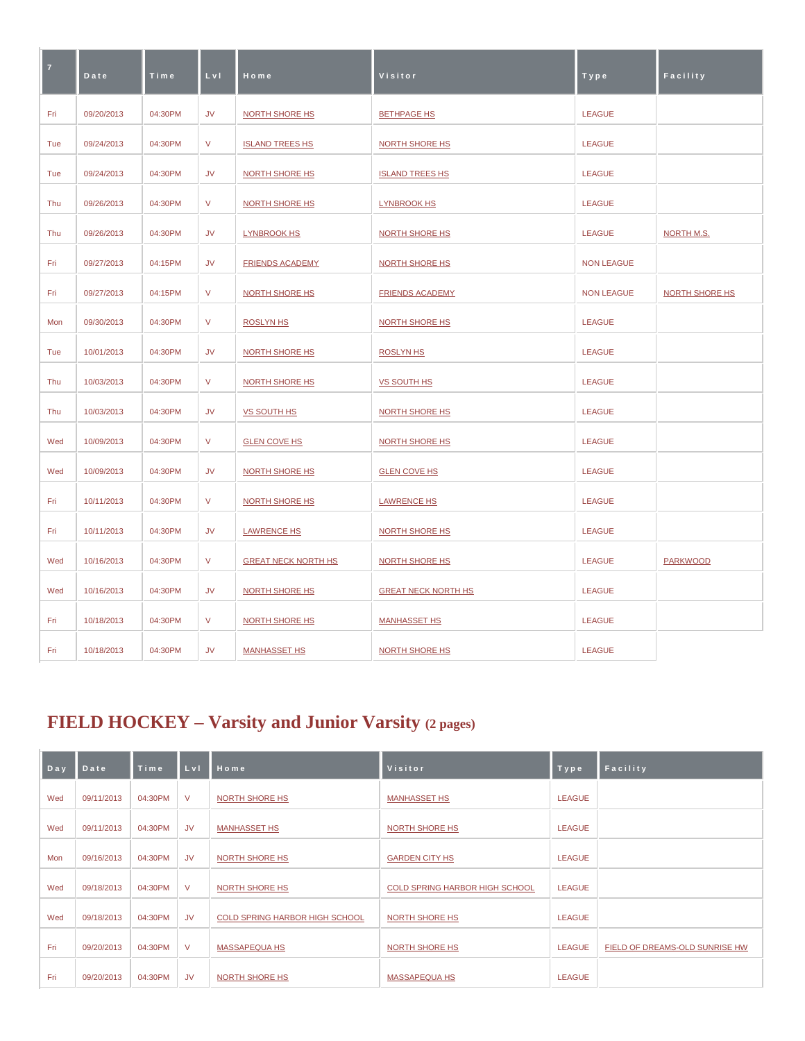| 7 | Date | Time | Lvl | Home | Visitor | Type | Facility |
|---|---|---|---|---|---|---|---|
| Fri | 09/20/2013 | 04:30PM | JV | NORTH SHORE HS | BETHPAGE HS | LEAGUE | |
| Tue | 09/24/2013 | 04:30PM | V | ISLAND TREES HS | NORTH SHORE HS | LEAGUE | |
| Tue | 09/24/2013 | 04:30PM | JV | NORTH SHORE HS | ISLAND TREES HS | LEAGUE | |
| Thu | 09/26/2013 | 04:30PM | V | NORTH SHORE HS | LYNBROOK HS | LEAGUE | |
| Thu | 09/26/2013 | 04:30PM | JV | LYNBROOK HS | NORTH SHORE HS | LEAGUE | NORTH M.S. |
| Fri | 09/27/2013 | 04:15PM | JV | FRIENDS ACADEMY | NORTH SHORE HS | NON LEAGUE | |
| Fri | 09/27/2013 | 04:15PM | V | NORTH SHORE HS | FRIENDS ACADEMY | NON LEAGUE | NORTH SHORE HS |
| Mon | 09/30/2013 | 04:30PM | V | ROSLYN HS | NORTH SHORE HS | LEAGUE | |
| Tue | 10/01/2013 | 04:30PM | JV | NORTH SHORE HS | ROSLYN HS | LEAGUE | |
| Thu | 10/03/2013 | 04:30PM | V | NORTH SHORE HS | VS SOUTH HS | LEAGUE | |
| Thu | 10/03/2013 | 04:30PM | JV | VS SOUTH HS | NORTH SHORE HS | LEAGUE | |
| Wed | 10/09/2013 | 04:30PM | V | GLEN COVE HS | NORTH SHORE HS | LEAGUE | |
| Wed | 10/09/2013 | 04:30PM | JV | NORTH SHORE HS | GLEN COVE HS | LEAGUE | |
| Fri | 10/11/2013 | 04:30PM | V | NORTH SHORE HS | LAWRENCE HS | LEAGUE | |
| Fri | 10/11/2013 | 04:30PM | JV | LAWRENCE HS | NORTH SHORE HS | LEAGUE | |
| Wed | 10/16/2013 | 04:30PM | V | GREAT NECK NORTH HS | NORTH SHORE HS | LEAGUE | PARKWOOD |
| Wed | 10/16/2013 | 04:30PM | JV | NORTH SHORE HS | GREAT NECK NORTH HS | LEAGUE | |
| Fri | 10/18/2013 | 04:30PM | V | NORTH SHORE HS | MANHASSET HS | LEAGUE | |
| Fri | 10/18/2013 | 04:30PM | JV | MANHASSET HS | NORTH SHORE HS | LEAGUE | |

## FIELD HOCKEY – Varsity and Junior Varsity (2 pages)

| Day | Date | Time | Lvl | Home | Visitor | Type | Facility |
|---|---|---|---|---|---|---|---|
| Wed | 09/11/2013 | 04:30PM | V | NORTH SHORE HS | MANHASSET HS | LEAGUE | |
| Wed | 09/11/2013 | 04:30PM | JV | MANHASSET HS | NORTH SHORE HS | LEAGUE | |
| Mon | 09/16/2013 | 04:30PM | JV | NORTH SHORE HS | GARDEN CITY HS | LEAGUE | |
| Wed | 09/18/2013 | 04:30PM | V | NORTH SHORE HS | COLD SPRING HARBOR HIGH SCHOOL | LEAGUE | |
| Wed | 09/18/2013 | 04:30PM | JV | COLD SPRING HARBOR HIGH SCHOOL | NORTH SHORE HS | LEAGUE | |
| Fri | 09/20/2013 | 04:30PM | V | MASSAPEQUA HS | NORTH SHORE HS | LEAGUE | FIELD OF DREAMS-OLD SUNRISE HW |
| Fri | 09/20/2013 | 04:30PM | JV | NORTH SHORE HS | MASSAPEQUA HS | LEAGUE | |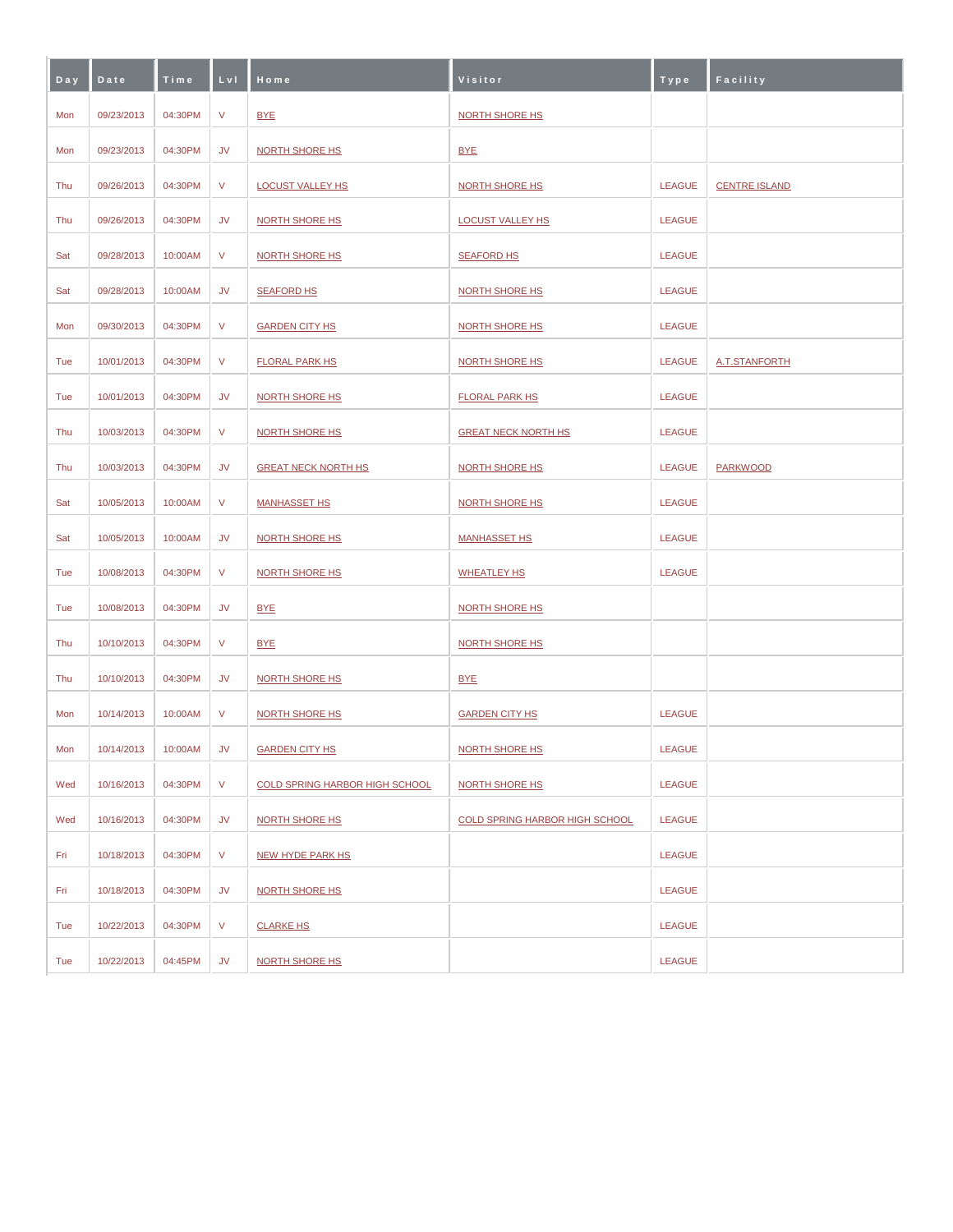| Day | Date | Time | Lvl | Home | Visitor | Type | Facility |
| --- | --- | --- | --- | --- | --- | --- | --- |
| Mon | 09/23/2013 | 04:30PM | V | BYE | NORTH SHORE HS | | |
| Mon | 09/23/2013 | 04:30PM | JV | NORTH SHORE HS | BYE | | |
| Thu | 09/26/2013 | 04:30PM | V | LOCUST VALLEY HS | NORTH SHORE HS | LEAGUE | CENTRE ISLAND |
| Thu | 09/26/2013 | 04:30PM | JV | NORTH SHORE HS | LOCUST VALLEY HS | LEAGUE | |
| Sat | 09/28/2013 | 10:00AM | V | NORTH SHORE HS | SEAFORD HS | LEAGUE | |
| Sat | 09/28/2013 | 10:00AM | JV | SEAFORD HS | NORTH SHORE HS | LEAGUE | |
| Mon | 09/30/2013 | 04:30PM | V | GARDEN CITY HS | NORTH SHORE HS | LEAGUE | |
| Tue | 10/01/2013 | 04:30PM | V | FLORAL PARK HS | NORTH SHORE HS | LEAGUE | A.T.STANFORTH |
| Tue | 10/01/2013 | 04:30PM | JV | NORTH SHORE HS | FLORAL PARK HS | LEAGUE | |
| Thu | 10/03/2013 | 04:30PM | V | NORTH SHORE HS | GREAT NECK NORTH HS | LEAGUE | |
| Thu | 10/03/2013 | 04:30PM | JV | GREAT NECK NORTH HS | NORTH SHORE HS | LEAGUE | PARKWOOD |
| Sat | 10/05/2013 | 10:00AM | V | MANHASSET HS | NORTH SHORE HS | LEAGUE | |
| Sat | 10/05/2013 | 10:00AM | JV | NORTH SHORE HS | MANHASSET HS | LEAGUE | |
| Tue | 10/08/2013 | 04:30PM | V | NORTH SHORE HS | WHEATLEY HS | LEAGUE | |
| Tue | 10/08/2013 | 04:30PM | JV | BYE | NORTH SHORE HS | | |
| Thu | 10/10/2013 | 04:30PM | V | BYE | NORTH SHORE HS | | |
| Thu | 10/10/2013 | 04:30PM | JV | NORTH SHORE HS | BYE | | |
| Mon | 10/14/2013 | 10:00AM | V | NORTH SHORE HS | GARDEN CITY HS | LEAGUE | |
| Mon | 10/14/2013 | 10:00AM | JV | GARDEN CITY HS | NORTH SHORE HS | LEAGUE | |
| Wed | 10/16/2013 | 04:30PM | V | COLD SPRING HARBOR HIGH SCHOOL | NORTH SHORE HS | LEAGUE | |
| Wed | 10/16/2013 | 04:30PM | JV | NORTH SHORE HS | COLD SPRING HARBOR HIGH SCHOOL | LEAGUE | |
| Fri | 10/18/2013 | 04:30PM | V | NEW HYDE PARK HS | | LEAGUE | |
| Fri | 10/18/2013 | 04:30PM | JV | NORTH SHORE HS | | LEAGUE | |
| Tue | 10/22/2013 | 04:30PM | V | CLARKE HS | | LEAGUE | |
| Tue | 10/22/2013 | 04:45PM | JV | NORTH SHORE HS | | LEAGUE | |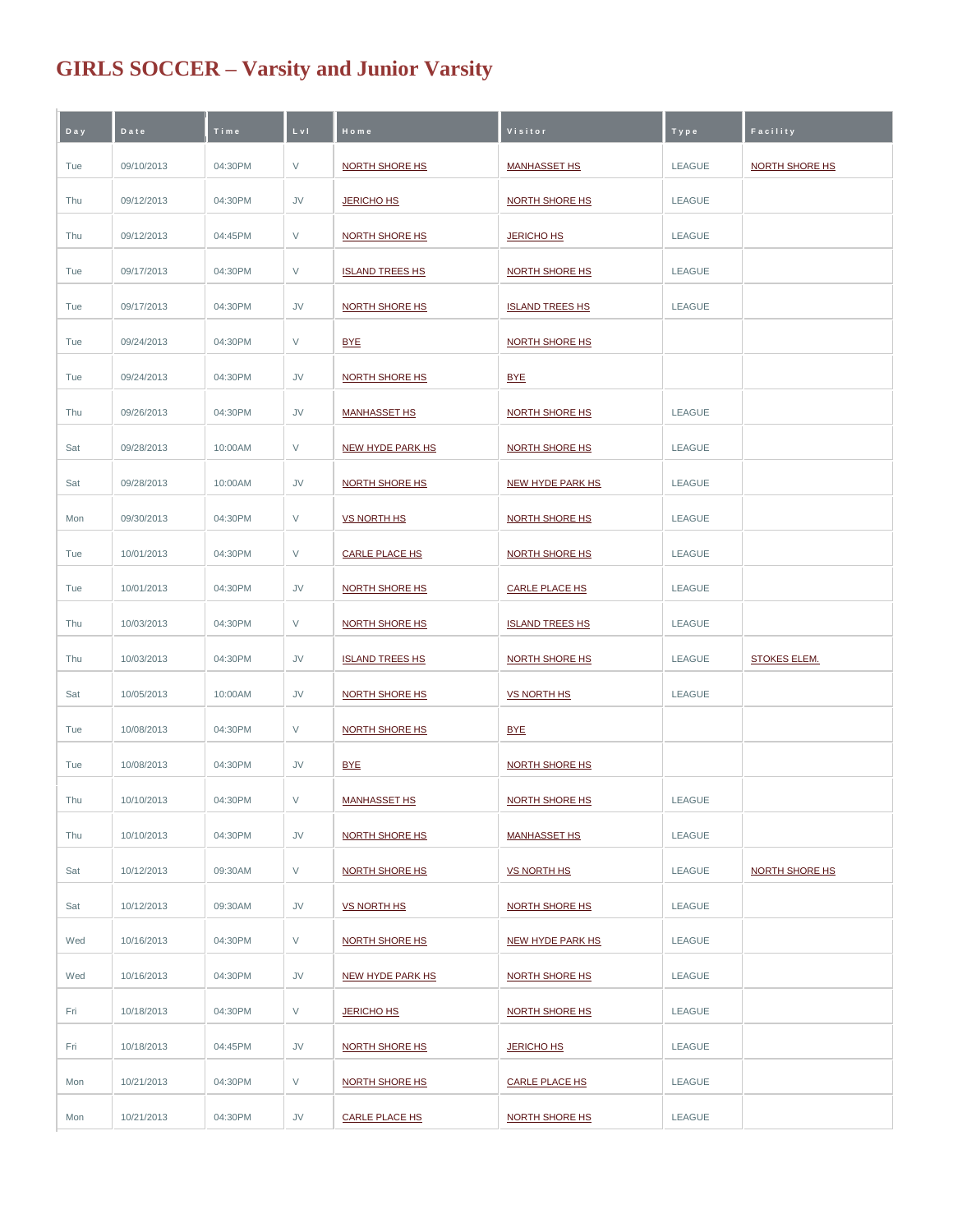# GIRLS SOCCER – Varsity and Junior Varsity

| Day | Date | Time | Lvl | Home | Visitor | Type | Facility |
|---|---|---|---|---|---|---|---|
| Tue | 09/10/2013 | 04:30PM | V | NORTH SHORE HS | MANHASSET HS | LEAGUE | NORTH SHORE HS |
| Thu | 09/12/2013 | 04:30PM | JV | JERICHO HS | NORTH SHORE HS | LEAGUE | |
| Thu | 09/12/2013 | 04:45PM | V | NORTH SHORE HS | JERICHO HS | LEAGUE | |
| Tue | 09/17/2013 | 04:30PM | V | ISLAND TREES HS | NORTH SHORE HS | LEAGUE | |
| Tue | 09/17/2013 | 04:30PM | JV | NORTH SHORE HS | ISLAND TREES HS | LEAGUE | |
| Tue | 09/24/2013 | 04:30PM | V | BYE | NORTH SHORE HS | | |
| Tue | 09/24/2013 | 04:30PM | JV | NORTH SHORE HS | BYE | | |
| Thu | 09/26/2013 | 04:30PM | JV | MANHASSET HS | NORTH SHORE HS | LEAGUE | |
| Sat | 09/28/2013 | 10:00AM | V | NEW HYDE PARK HS | NORTH SHORE HS | LEAGUE | |
| Sat | 09/28/2013 | 10:00AM | JV | NORTH SHORE HS | NEW HYDE PARK HS | LEAGUE | |
| Mon | 09/30/2013 | 04:30PM | V | VS NORTH HS | NORTH SHORE HS | LEAGUE | |
| Tue | 10/01/2013 | 04:30PM | V | CARLE PLACE HS | NORTH SHORE HS | LEAGUE | |
| Tue | 10/01/2013 | 04:30PM | JV | NORTH SHORE HS | CARLE PLACE HS | LEAGUE | |
| Thu | 10/03/2013 | 04:30PM | V | NORTH SHORE HS | ISLAND TREES HS | LEAGUE | |
| Thu | 10/03/2013 | 04:30PM | JV | ISLAND TREES HS | NORTH SHORE HS | LEAGUE | STOKES ELEM. |
| Sat | 10/05/2013 | 10:00AM | JV | NORTH SHORE HS | VS NORTH HS | LEAGUE | |
| Tue | 10/08/2013 | 04:30PM | V | NORTH SHORE HS | BYE | | |
| Tue | 10/08/2013 | 04:30PM | JV | BYE | NORTH SHORE HS | | |
| Thu | 10/10/2013 | 04:30PM | V | MANHASSET HS | NORTH SHORE HS | LEAGUE | |
| Thu | 10/10/2013 | 04:30PM | JV | NORTH SHORE HS | MANHASSET HS | LEAGUE | |
| Sat | 10/12/2013 | 09:30AM | V | NORTH SHORE HS | VS NORTH HS | LEAGUE | NORTH SHORE HS |
| Sat | 10/12/2013 | 09:30AM | JV | VS NORTH HS | NORTH SHORE HS | LEAGUE | |
| Wed | 10/16/2013 | 04:30PM | V | NORTH SHORE HS | NEW HYDE PARK HS | LEAGUE | |
| Wed | 10/16/2013 | 04:30PM | JV | NEW HYDE PARK HS | NORTH SHORE HS | LEAGUE | |
| Fri | 10/18/2013 | 04:30PM | V | JERICHO HS | NORTH SHORE HS | LEAGUE | |
| Fri | 10/18/2013 | 04:45PM | JV | NORTH SHORE HS | JERICHO HS | LEAGUE | |
| Mon | 10/21/2013 | 04:30PM | V | NORTH SHORE HS | CARLE PLACE HS | LEAGUE | |
| Mon | 10/21/2013 | 04:30PM | JV | CARLE PLACE HS | NORTH SHORE HS | LEAGUE | |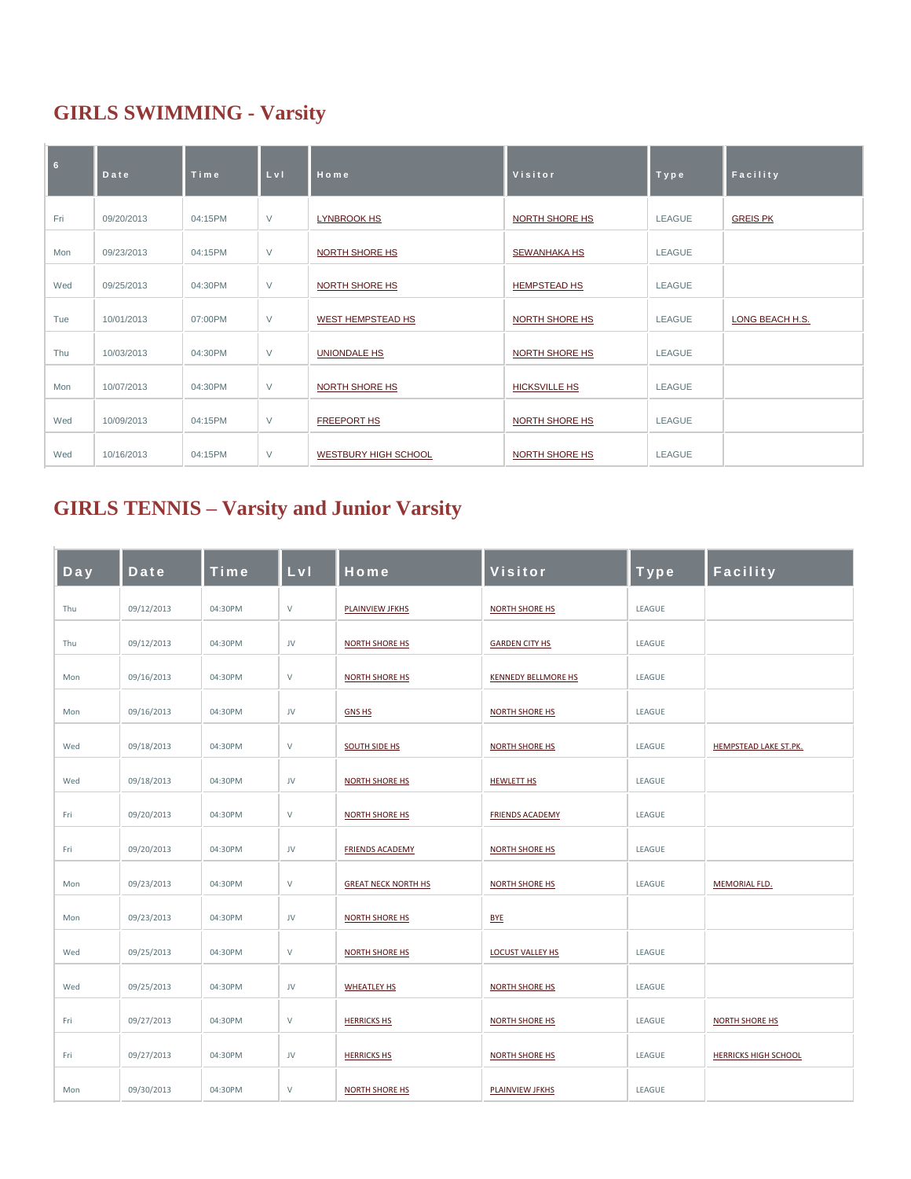## GIRLS SWIMMING - Varsity

| 6 | Date | Time | Lvl | Home | Visitor | Type | Facility |
|---|---|---|---|---|---|---|---|
| Fri | 09/20/2013 | 04:15PM | V | LYNBROOK HS | NORTH SHORE HS | LEAGUE | GREIS PK |
| Mon | 09/23/2013 | 04:15PM | V | NORTH SHORE HS | SEWANHAKA HS | LEAGUE | |
| Wed | 09/25/2013 | 04:30PM | V | NORTH SHORE HS | HEMPSTEAD HS | LEAGUE | |
| Tue | 10/01/2013 | 07:00PM | V | WEST HEMPSTEAD HS | NORTH SHORE HS | LEAGUE | LONG BEACH H.S. |
| Thu | 10/03/2013 | 04:30PM | V | UNIONDALE HS | NORTH SHORE HS | LEAGUE | |
| Mon | 10/07/2013 | 04:30PM | V | NORTH SHORE HS | HICKSVILLE HS | LEAGUE | |
| Wed | 10/09/2013 | 04:15PM | V | FREEPORT HS | NORTH SHORE HS | LEAGUE | |
| Wed | 10/16/2013 | 04:15PM | V | WESTBURY HIGH SCHOOL | NORTH SHORE HS | LEAGUE | |

## GIRLS TENNIS – Varsity and Junior Varsity

| Day | Date | Time | Lvl | Home | Visitor | Type | Facility |
|---|---|---|---|---|---|---|---|
| Thu | 09/12/2013 | 04:30PM | V | PLAINVIEW JFKHS | NORTH SHORE HS | LEAGUE | |
| Thu | 09/12/2013 | 04:30PM | JV | NORTH SHORE HS | GARDEN CITY HS | LEAGUE | |
| Mon | 09/16/2013 | 04:30PM | V | NORTH SHORE HS | KENNEDY BELLMORE HS | LEAGUE | |
| Mon | 09/16/2013 | 04:30PM | JV | GNS HS | NORTH SHORE HS | LEAGUE | |
| Wed | 09/18/2013 | 04:30PM | V | SOUTH SIDE HS | NORTH SHORE HS | LEAGUE | HEMPSTEAD LAKE ST.PK. |
| Wed | 09/18/2013 | 04:30PM | JV | NORTH SHORE HS | HEWLETT HS | LEAGUE | |
| Fri | 09/20/2013 | 04:30PM | V | NORTH SHORE HS | FRIENDS ACADEMY | LEAGUE | |
| Fri | 09/20/2013 | 04:30PM | JV | FRIENDS ACADEMY | NORTH SHORE HS | LEAGUE | |
| Mon | 09/23/2013 | 04:30PM | V | GREAT NECK NORTH HS | NORTH SHORE HS | LEAGUE | MEMORIAL FLD. |
| Mon | 09/23/2013 | 04:30PM | JV | NORTH SHORE HS | BYE | | |
| Wed | 09/25/2013 | 04:30PM | V | NORTH SHORE HS | LOCUST VALLEY HS | LEAGUE | |
| Wed | 09/25/2013 | 04:30PM | JV | WHEATLEY HS | NORTH SHORE HS | LEAGUE | |
| Fri | 09/27/2013 | 04:30PM | V | HERRICKS HS | NORTH SHORE HS | LEAGUE | NORTH SHORE HS |
| Fri | 09/27/2013 | 04:30PM | JV | HERRICKS HS | NORTH SHORE HS | LEAGUE | HERRICKS HIGH SCHOOL |
| Mon | 09/30/2013 | 04:30PM | V | NORTH SHORE HS | PLAINVIEW JFKHS | LEAGUE | |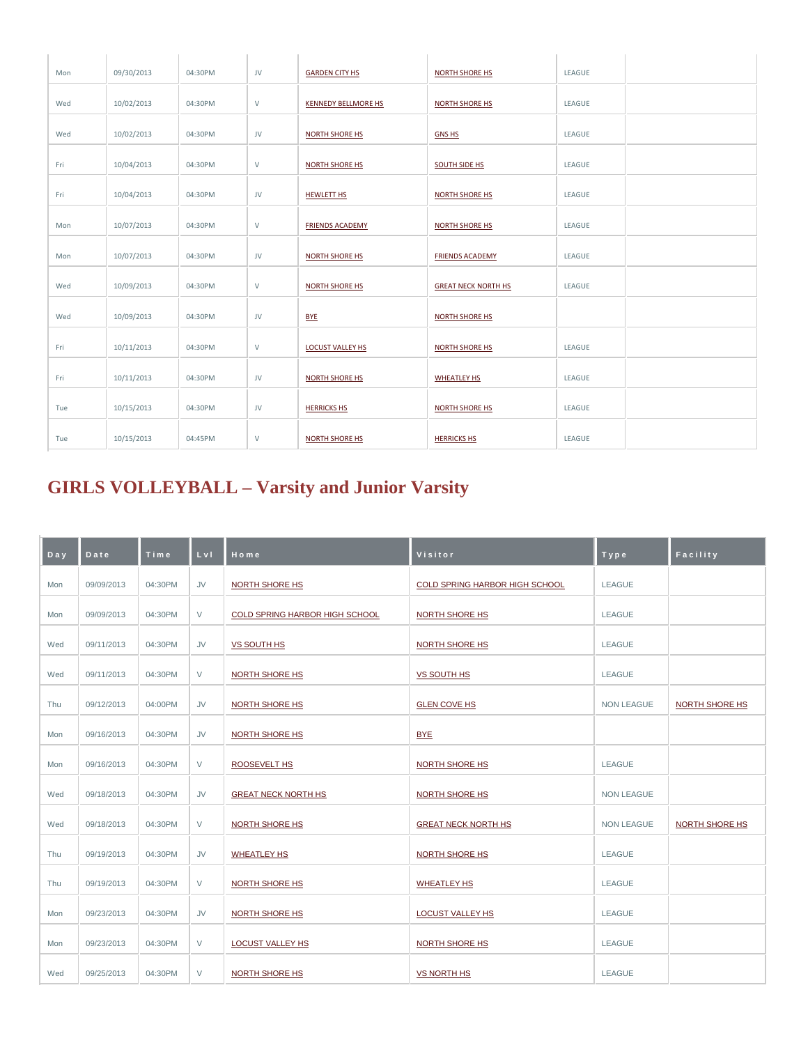| | | | | | | | |
|---|---|---|---|---|---|---|---|
| Mon | 09/30/2013 | 04:30PM | JV | GARDEN CITY HS | NORTH SHORE HS | LEAGUE | |
| Wed | 10/02/2013 | 04:30PM | V | KENNEDY BELLMORE HS | NORTH SHORE HS | LEAGUE | |
| Wed | 10/02/2013 | 04:30PM | JV | NORTH SHORE HS | GNS HS | LEAGUE | |
| Fri | 10/04/2013 | 04:30PM | V | NORTH SHORE HS | SOUTH SIDE HS | LEAGUE | |
| Fri | 10/04/2013 | 04:30PM | JV | HEWLETT HS | NORTH SHORE HS | LEAGUE | |
| Mon | 10/07/2013 | 04:30PM | V | FRIENDS ACADEMY | NORTH SHORE HS | LEAGUE | |
| Mon | 10/07/2013 | 04:30PM | JV | NORTH SHORE HS | FRIENDS ACADEMY | LEAGUE | |
| Wed | 10/09/2013 | 04:30PM | V | NORTH SHORE HS | GREAT NECK NORTH HS | LEAGUE | |
| Wed | 10/09/2013 | 04:30PM | JV | BYE | NORTH SHORE HS | | |
| Fri | 10/11/2013 | 04:30PM | V | LOCUST VALLEY HS | NORTH SHORE HS | LEAGUE | |
| Fri | 10/11/2013 | 04:30PM | JV | NORTH SHORE HS | WHEATLEY HS | LEAGUE | |
| Tue | 10/15/2013 | 04:30PM | JV | HERRICKS HS | NORTH SHORE HS | LEAGUE | |
| Tue | 10/15/2013 | 04:45PM | V | NORTH SHORE HS | HERRICKS HS | LEAGUE | |

## GIRLS VOLLEYBALL – Varsity and Junior Varsity

| Day | Date | Time | Lvl | Home | Visitor | Type | Facility |
|---|---|---|---|---|---|---|---|
| Mon | 09/09/2013 | 04:30PM | JV | NORTH SHORE HS | COLD SPRING HARBOR HIGH SCHOOL | LEAGUE | |
| Mon | 09/09/2013 | 04:30PM | V | COLD SPRING HARBOR HIGH SCHOOL | NORTH SHORE HS | LEAGUE | |
| Wed | 09/11/2013 | 04:30PM | JV | VS SOUTH HS | NORTH SHORE HS | LEAGUE | |
| Wed | 09/11/2013 | 04:30PM | V | NORTH SHORE HS | VS SOUTH HS | LEAGUE | |
| Thu | 09/12/2013 | 04:00PM | JV | NORTH SHORE HS | GLEN COVE HS | NON LEAGUE | NORTH SHORE HS |
| Mon | 09/16/2013 | 04:30PM | JV | NORTH SHORE HS | BYE | | |
| Mon | 09/16/2013 | 04:30PM | V | ROOSEVELT HS | NORTH SHORE HS | LEAGUE | |
| Wed | 09/18/2013 | 04:30PM | JV | GREAT NECK NORTH HS | NORTH SHORE HS | NON LEAGUE | |
| Wed | 09/18/2013 | 04:30PM | V | NORTH SHORE HS | GREAT NECK NORTH HS | NON LEAGUE | NORTH SHORE HS |
| Thu | 09/19/2013 | 04:30PM | JV | WHEATLEY HS | NORTH SHORE HS | LEAGUE | |
| Thu | 09/19/2013 | 04:30PM | V | NORTH SHORE HS | WHEATLEY HS | LEAGUE | |
| Mon | 09/23/2013 | 04:30PM | JV | NORTH SHORE HS | LOCUST VALLEY HS | LEAGUE | |
| Mon | 09/23/2013 | 04:30PM | V | LOCUST VALLEY HS | NORTH SHORE HS | LEAGUE | |
| Wed | 09/25/2013 | 04:30PM | V | NORTH SHORE HS | VS NORTH HS | LEAGUE | |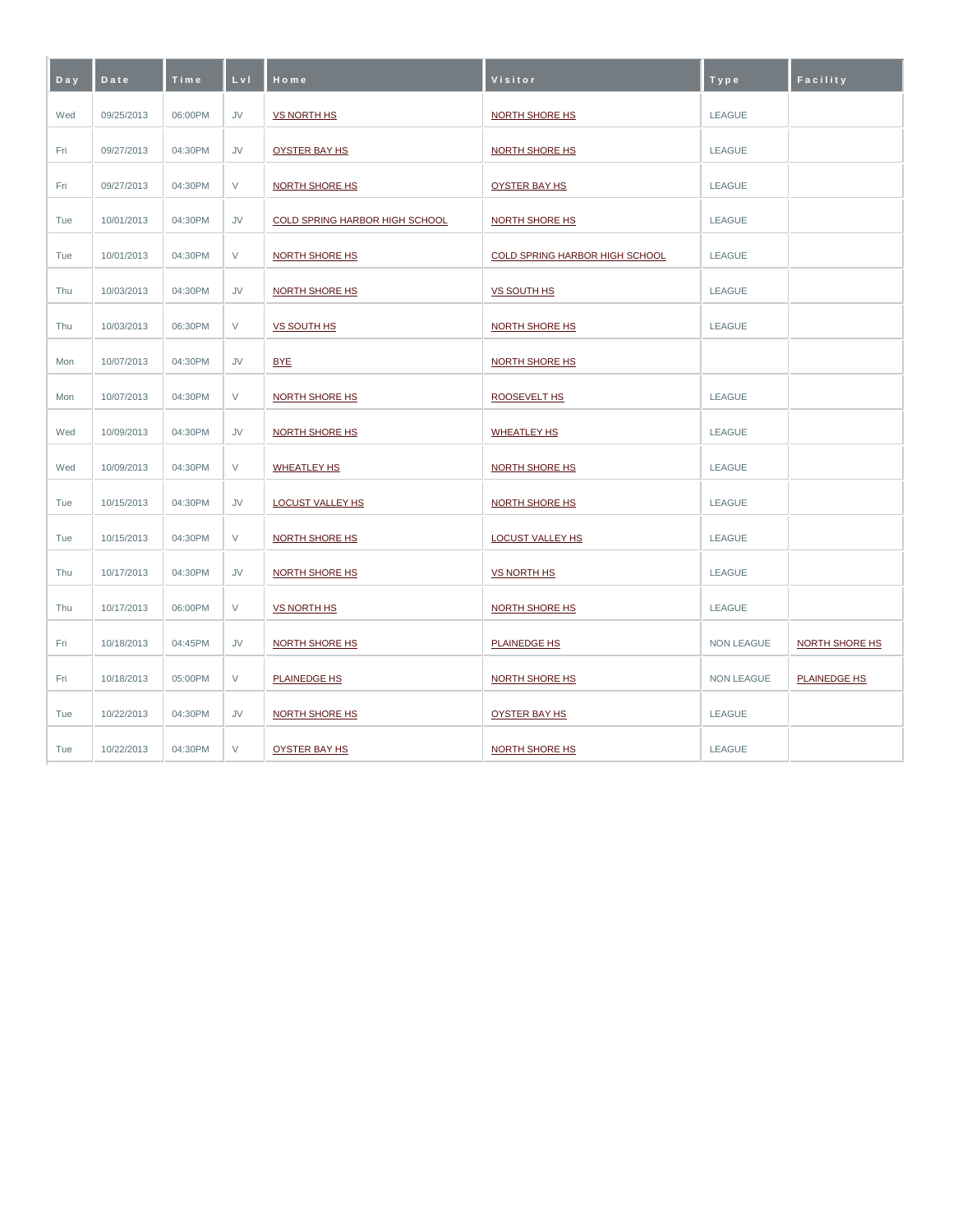| Day | Date | Time | Lvl | Home | Visitor | Type | Facility |
|---|---|---|---|---|---|---|---|
| Wed | 09/25/2013 | 06:00PM | JV | VS NORTH HS | NORTH SHORE HS | LEAGUE | |
| Fri | 09/27/2013 | 04:30PM | JV | OYSTER BAY HS | NORTH SHORE HS | LEAGUE | |
| Fri | 09/27/2013 | 04:30PM | V | NORTH SHORE HS | OYSTER BAY HS | LEAGUE | |
| Tue | 10/01/2013 | 04:30PM | JV | COLD SPRING HARBOR HIGH SCHOOL | NORTH SHORE HS | LEAGUE | |
| Tue | 10/01/2013 | 04:30PM | V | NORTH SHORE HS | COLD SPRING HARBOR HIGH SCHOOL | LEAGUE | |
| Thu | 10/03/2013 | 04:30PM | JV | NORTH SHORE HS | VS SOUTH HS | LEAGUE | |
| Thu | 10/03/2013 | 06:30PM | V | VS SOUTH HS | NORTH SHORE HS | LEAGUE | |
| Mon | 10/07/2013 | 04:30PM | JV | BYE | NORTH SHORE HS | | |
| Mon | 10/07/2013 | 04:30PM | V | NORTH SHORE HS | ROOSEVELT HS | LEAGUE | |
| Wed | 10/09/2013 | 04:30PM | JV | NORTH SHORE HS | WHEATLEY HS | LEAGUE | |
| Wed | 10/09/2013 | 04:30PM | V | WHEATLEY HS | NORTH SHORE HS | LEAGUE | |
| Tue | 10/15/2013 | 04:30PM | JV | LOCUST VALLEY HS | NORTH SHORE HS | LEAGUE | |
| Tue | 10/15/2013 | 04:30PM | V | NORTH SHORE HS | LOCUST VALLEY HS | LEAGUE | |
| Thu | 10/17/2013 | 04:30PM | JV | NORTH SHORE HS | VS NORTH HS | LEAGUE | |
| Thu | 10/17/2013 | 06:00PM | V | VS NORTH HS | NORTH SHORE HS | LEAGUE | |
| Fri | 10/18/2013 | 04:45PM | JV | NORTH SHORE HS | PLAINEDGE HS | NON LEAGUE | NORTH SHORE HS |
| Fri | 10/18/2013 | 05:00PM | V | PLAINEDGE HS | NORTH SHORE HS | NON LEAGUE | PLAINEDGE HS |
| Tue | 10/22/2013 | 04:30PM | JV | NORTH SHORE HS | OYSTER BAY HS | LEAGUE | |
| Tue | 10/22/2013 | 04:30PM | V | OYSTER BAY HS | NORTH SHORE HS | LEAGUE | |